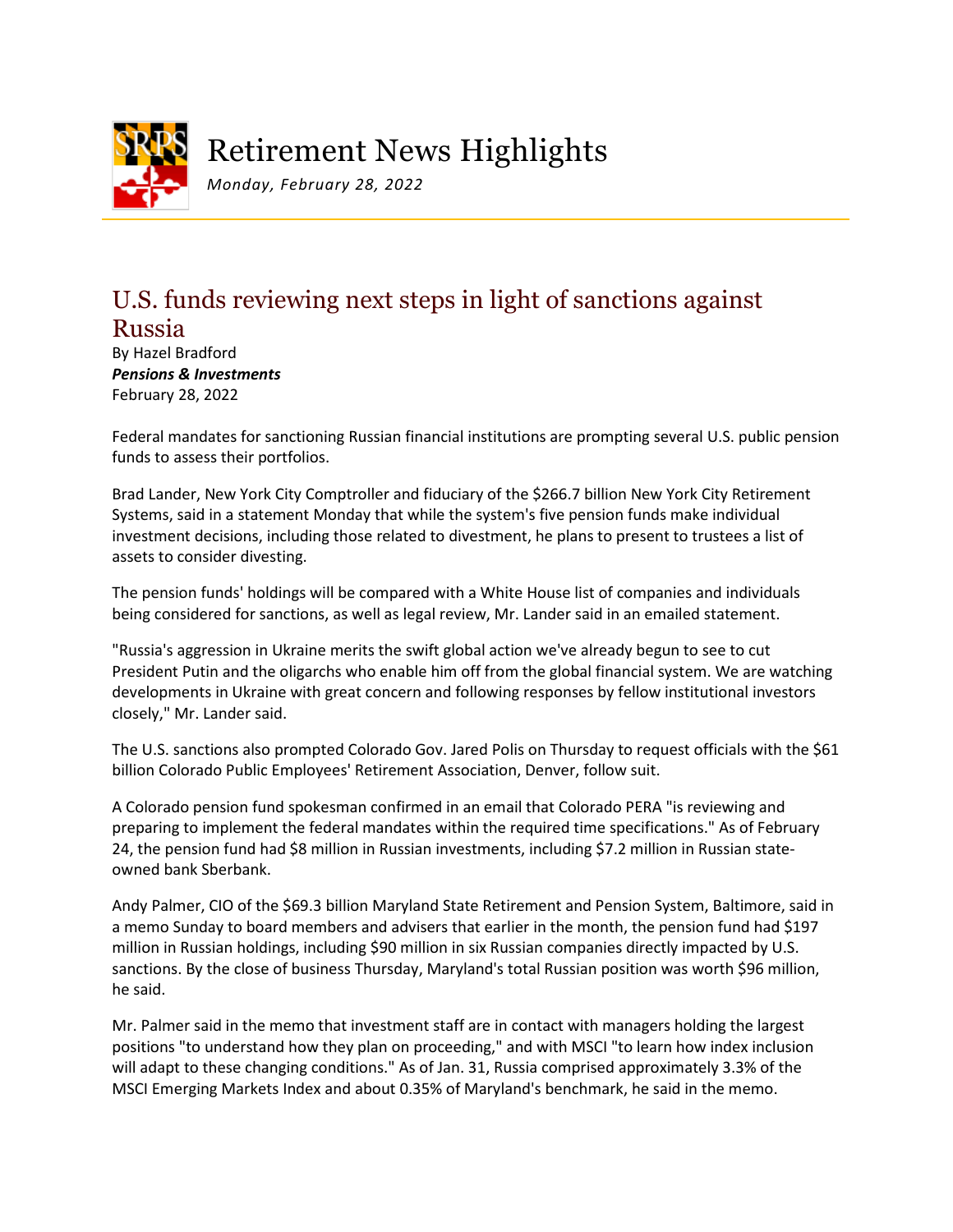# Retirement News Highlights

*Monday, February 28, 2022*

## U.S. funds reviewing next steps in light of sanctions against Russia

By Hazel Bradford
***Pensions & Investments***
February 28, 2022

Federal mandates for sanctioning Russian financial institutions are prompting several U.S. public pension funds to assess their portfolios.

Brad Lander, New York City Comptroller and fiduciary of the $266.7 billion New York City Retirement Systems, said in a statement Monday that while the system's five pension funds make individual investment decisions, including those related to divestment, he plans to present to trustees a list of assets to consider divesting.

The pension funds' holdings will be compared with a White House list of companies and individuals being considered for sanctions, as well as legal review, Mr. Lander said in an emailed statement.

"Russia's aggression in Ukraine merits the swift global action we've already begun to see to cut President Putin and the oligarchs who enable him off from the global financial system. We are watching developments in Ukraine with great concern and following responses by fellow institutional investors closely," Mr. Lander said.

The U.S. sanctions also prompted Colorado Gov. Jared Polis on Thursday to request officials with the $61 billion Colorado Public Employees' Retirement Association, Denver, follow suit.

A Colorado pension fund spokesman confirmed in an email that Colorado PERA "is reviewing and preparing to implement the federal mandates within the required time specifications." As of February 24, the pension fund had $8 million in Russian investments, including $7.2 million in Russian state-owned bank Sberbank.

Andy Palmer, CIO of the $69.3 billion Maryland State Retirement and Pension System, Baltimore, said in a memo Sunday to board members and advisers that earlier in the month, the pension fund had $197 million in Russian holdings, including $90 million in six Russian companies directly impacted by U.S. sanctions. By the close of business Thursday, Maryland's total Russian position was worth $96 million, he said.

Mr. Palmer said in the memo that investment staff are in contact with managers holding the largest positions "to understand how they plan on proceeding," and with MSCI "to learn how index inclusion will adapt to these changing conditions." As of Jan. 31, Russia comprised approximately 3.3% of the MSCI Emerging Markets Index and about 0.35% of Maryland's benchmark, he said in the memo.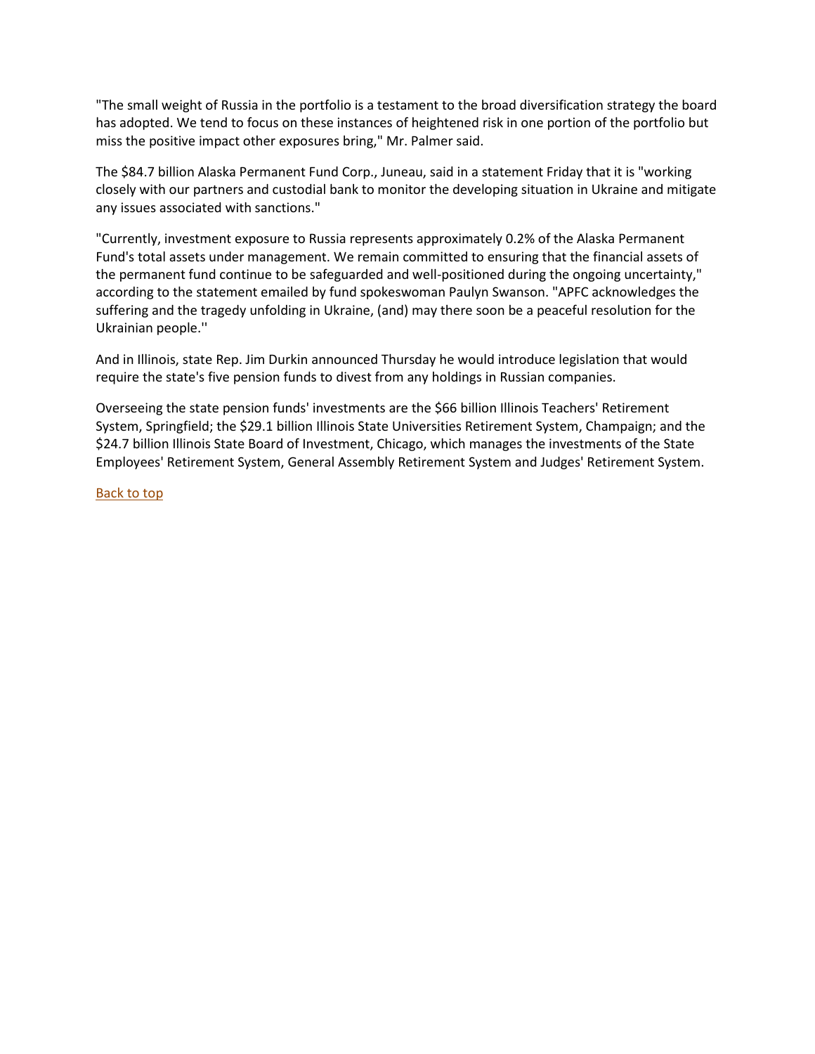"The small weight of Russia in the portfolio is a testament to the broad diversification strategy the board has adopted. We tend to focus on these instances of heightened risk in one portion of the portfolio but miss the positive impact other exposures bring," Mr. Palmer said.

The $84.7 billion Alaska Permanent Fund Corp., Juneau, said in a statement Friday that it is "working closely with our partners and custodial bank to monitor the developing situation in Ukraine and mitigate any issues associated with sanctions."

"Currently, investment exposure to Russia represents approximately 0.2% of the Alaska Permanent Fund's total assets under management. We remain committed to ensuring that the financial assets of the permanent fund continue to be safeguarded and well-positioned during the ongoing uncertainty," according to the statement emailed by fund spokeswoman Paulyn Swanson. "APFC acknowledges the suffering and the tragedy unfolding in Ukraine, (and) may there soon be a peaceful resolution for the Ukrainian people.''

And in Illinois, state Rep. Jim Durkin announced Thursday he would introduce legislation that would require the state's five pension funds to divest from any holdings in Russian companies.

Overseeing the state pension funds' investments are the $66 billion Illinois Teachers' Retirement System, Springfield; the $29.1 billion Illinois State Universities Retirement System, Champaign; and the $24.7 billion Illinois State Board of Investment, Chicago, which manages the investments of the State Employees' Retirement System, General Assembly Retirement System and Judges' Retirement System.

Back to top